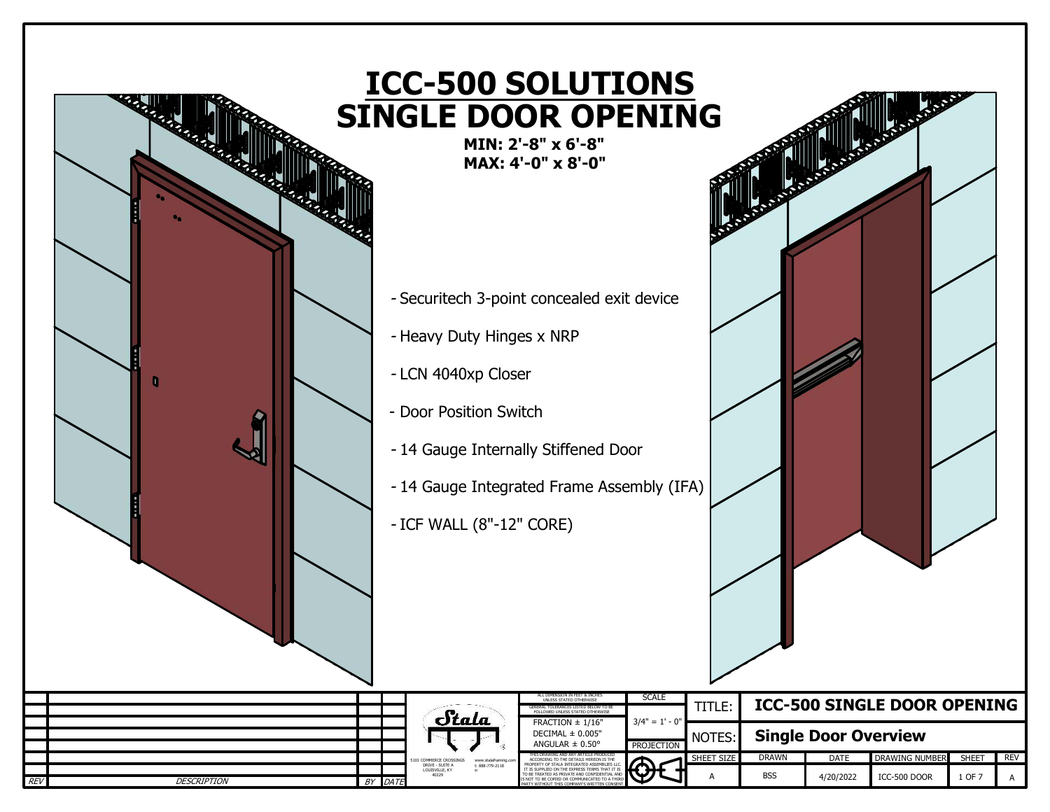# ICC-500 SOLUTIONS
# SINGLE DOOR OPENING

**MIN: 2'-8" x 6'-8"**
**MAX: 4'-0" x 8'-0"**

- Securitech 3-point concealed exit device
- Heavy Duty Hinges x NRP
- LCN 4040xp Closer
- Door Position Switch
- 14 Gauge Internally Stiffened Door
- 14 Gauge Integrated Frame Assembly (IFA)
- ICF WALL (8"-12" CORE)

| REV | DESCRIPTION | BY | DATE |
|---|---|---|---|

Stala

5101 COMMERCE CROSSINGS DRIVE - SUITE A
LOUISVILLE, KY 40229

www.stalaframing.com
t: 888-779-2118
e:

ALL DIMENSION IN FEET & INCHES UNLESS STATED OTHERWISE
GENERAL TOLERANCES LISTED BELOW TO BE FOLLOWED UNLESS STATED OTHERWISE
FRACTION ± 1/16"
DECIMAL ± 0.005"
ANGULAR ± 0.50°

THIS DRAWING AND ANY ARTICLE PRODUCED ACCORDING TO THE DETAILS HEREON IS THE PROPERTY OF STALA INTEGRATED ASSEMBLIES LLC IT IS SUPPLIED ON THE EXPRESS TERMS THAT IT IS TO BE TREATED AS PRIVATE AND CONFIDENTIAL AND IS NOT TO BE COPIED OR COMMUNICATED TO A THIRD PARTY WITHOUT THIS COMPANY'S WRITTEN CONSENT

| SCALE | 3/4" = 1' - 0" |
|---|---|
| PROJECTION | |

| TITLE: | ICC-500 SINGLE DOOR OPENING | | | |
|---|---|---|---|---|
| NOTES: | Single Door Overview | | | |

| SHEET SIZE | DRAWN | DATE | DRAWING NUMBER | SHEET | REV |
|---|---|---|---|---|---|
| A | BSS | 4/20/2022 | ICC-500 DOOR | 1 OF 7 | A |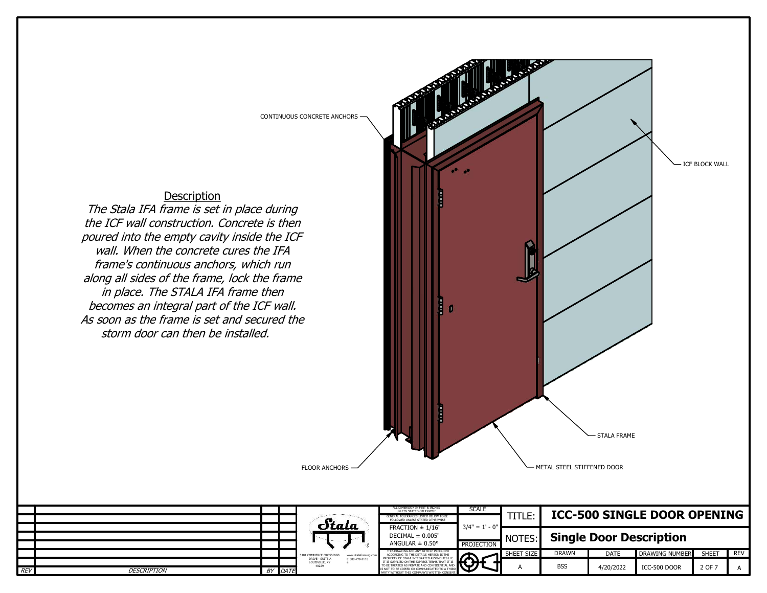## Description

*The Stala IFA frame is set in place during the ICF wall construction. Concrete is then poured into the empty cavity inside the ICF wall. When the concrete cures the IFA frame's continuous anchors, which run along all sides of the frame, lock the frame in place. The STALA IFA frame then becomes an integral part of the ICF wall. As soon as the frame is set and secured the storm door can then be installed.*

CONTINUOUS CONCRETE ANCHORS

ICF BLOCK WALL

STALA FRAME

FLOOR ANCHORS

METAL STEEL STIFFENED DOOR

| REV | DESCRIPTION | BY | DATE |
|---|---|---|---|
| | | | |
| | | | |
| | | | |
| | | | |
| | | | |

Stala

5101 COMMERCE CROSSINGS DRIVE - SUITE A LOUISVILLE, KY 40229

www.stalaframing.com
t: 888-779-2118
e:

ALL DIMENSION IN FEET & INCHES UNLESS STATED OTHERWISE
GENERAL TOLERANCES LISTED BELOW TO BE FOLLOWED UNLESS STATED OTHERWISE

FRACTION ± 1/16"
DECIMAL ± 0.005"
ANGULAR ± 0.50°

THIS DRAWING AND ANY ARTICLE PRODUCED ACCORDING TO THE DETAILS HEREON IS THE PROPERTY OF STALA INTEGRATED ASSEMBLIES LLC. IT IS SUPPLIED ON THE EXPRESS TERMS THAT IT IS TO BE TREATED AS PRIVATE AND CONFIDENTIAL AND IS NOT TO BE COPIED OR COMMUNICATED TO A THIRD PARTY WITHOUT THIS COMPANY'S WRITTEN CONSENT.

| SCALE | TITLE: | ICC-500 SINGLE DOOR OPENING | | | |
|---|---|---|---|---|---|
| 3/4" = 1' - 0" | NOTES: | Single Door Description | | | |
| PROJECTION | | | | | |
| SHEET SIZE | DRAWN | DATE | DRAWING NUMBER | SHEET | REV |
| A | BSS | 4/20/2022 | ICC-500 DOOR | 2 OF 7 | A |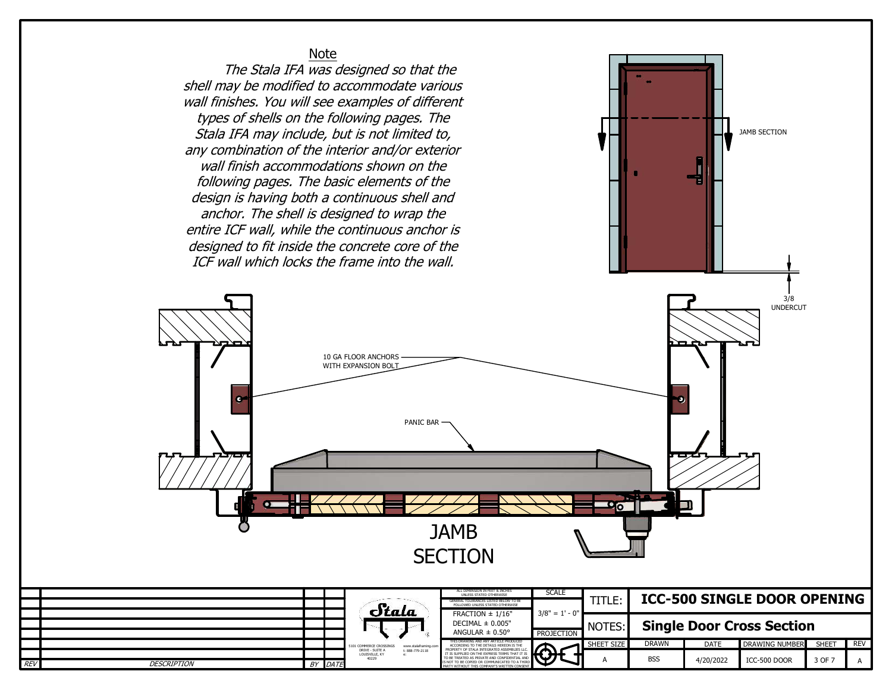## Note

*The Stala IFA was designed so that the shell may be modified to accommodate various wall finishes. You will see examples of different types of shells on the following pages. The Stala IFA may include, but is not limited to, any combination of the interior and/or exterior wall finish accommodations shown on the following pages. The basic elements of the design is having both a continuous shell and anchor. The shell is designed to wrap the entire ICF wall, while the continuous anchor is designed to fit inside the concrete core of the ICF wall which locks the frame into the wall.*

JAMB SECTION

3/8 UNDERCUT

10 GA FLOOR ANCHORS WITH EXPANSION BOLT

PANIC BAR

# JAMB SECTION

| REV | DESCRIPTION | BY | DATE |
|---|---|---|---|

Stala

5101 COMMERCE CROSSINGS DRIVE - SUITE A LOUISVILLE, KY 40229

www.stalaframing.com t: 888-779-2118 e:

ALL DIMENSION IN FEET & INCHES UNLESS STATED OTHERWISE

GENERAL TOLERANCES LISTED BELOW TO BE FOLLOWED UNLESS STATED OTHERWISE

FRACTION ± 1/16"
DECIMAL ± 0.005"
ANGULAR ± 0.50°

THIS DRAWING AND ANY ARTICLE PRODUCED ACCORDING TO THE DETAILS HEREON IS THE PROPERTY OF STALA INTEGRATED ASSEMBLIES LLC. IT IS SUPPLIED ON THE EXPRESS TERMS THAT IT IS TO BE TREATED AS PRIVATE AND CONFIDENTIAL AND IS NOT TO BE COPIED OR COMMUNICATED TO A THIRD PARTY WITHOUT THIS COMPANY'S WRITTEN CONSENT.

| SCALE | TITLE: | ICC-500 SINGLE DOOR OPENING | | | |
|---|---|---|---|---|---|
| 3/8" = 1' - 0" | NOTES: | Single Door Cross Section | | | |
| PROJECTION | | | | | |
| SHEET SIZE | DRAWN | DATE | DRAWING NUMBER | SHEET | REV |
| A | BSS | 4/20/2022 | ICC-500 DOOR | 3 OF 7 | A |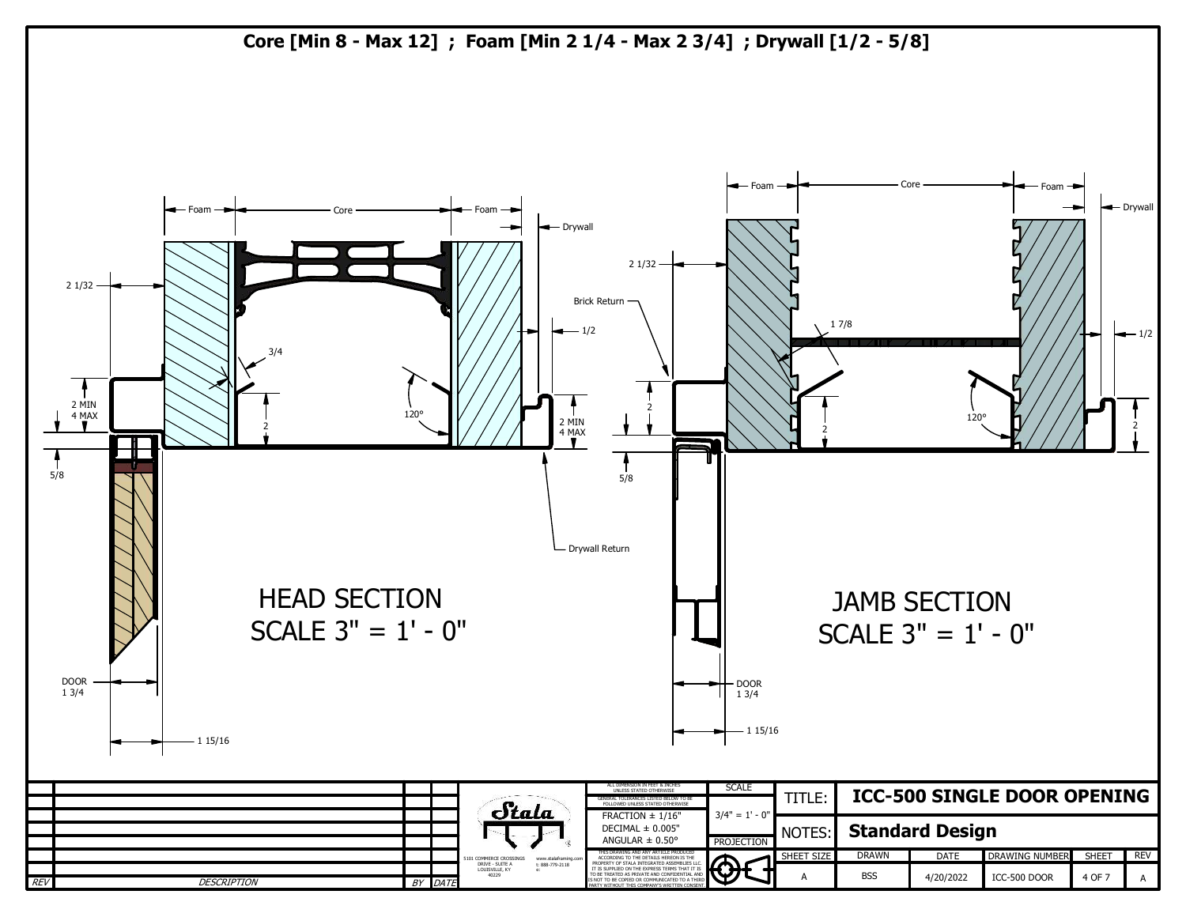# Core [Min 8 - Max 12] ; Foam [Min 2 1/4 - Max 2 3/4] ; Drywall [1/2 - 5/8]

Foam — Core — Foam — Drywall

2 1/32

3/4

120°

1/2

2 MIN 4 MAX

2

2 MIN 4 MAX

5/8

Drywall Return

DOOR 1 3/4

1 15/16

## HEAD SECTION
## SCALE 3" = 1' - 0"

Foam — Core — Foam — Drywall

2 1/32

Brick Return

1 7/8

1/2

2

2

120°

2

5/8

DOOR 1 3/4

1 15/16

## JAMB SECTION
## SCALE 3" = 1' - 0"

| REV | DESCRIPTION | BY | DATE |
|---|---|---|---|

Stala

5101 COMMERCE CROSSINGS DRIVE - SUITE A LOUISVILLE, KY 40229

www.stalaframing.com t: 888-779-2118 e:

ALL DIMENSION IN FEET & INCHES UNLESS STATED OTHERWISE

GENERAL TOLERANCES LISTED BELOW TO BE FOLLOWED UNLESS STATED OTHERWISE

FRACTION ± 1/16"
DECIMAL ± 0.005"
ANGULAR ± 0.50°

THIS DRAWING AND ANY ARTICLE PRODUCED ACCORDING TO THE DETAILS HEREON IS THE PROPERTY OF STALA INTEGRATED ASSEMBLIES LLC IT IS SUPPLIED ON THE EXPRESS TERMS THAT IT IS TO BE TREATED AS PRIVATE AND CONFIDENTIAL AND IS NOT TO BE COPIED OR COMMUNICATED TO A THIRD PARTY WITHOUT THIS COMPANY'S WRITTEN CONSENT.

| SCALE | TITLE: | ICC-500 SINGLE DOOR OPENING | | | |
|---|---|---|---|---|---|
| 3/4" = 1' - 0" | NOTES: | Standard Design | | | |
| PROJECTION | | | | | |
| SHEET SIZE | DRAWN | DATE | DRAWING NUMBER | SHEET | REV |
| A | BSS | 4/20/2022 | ICC-500 DOOR | 4 OF 7 | A |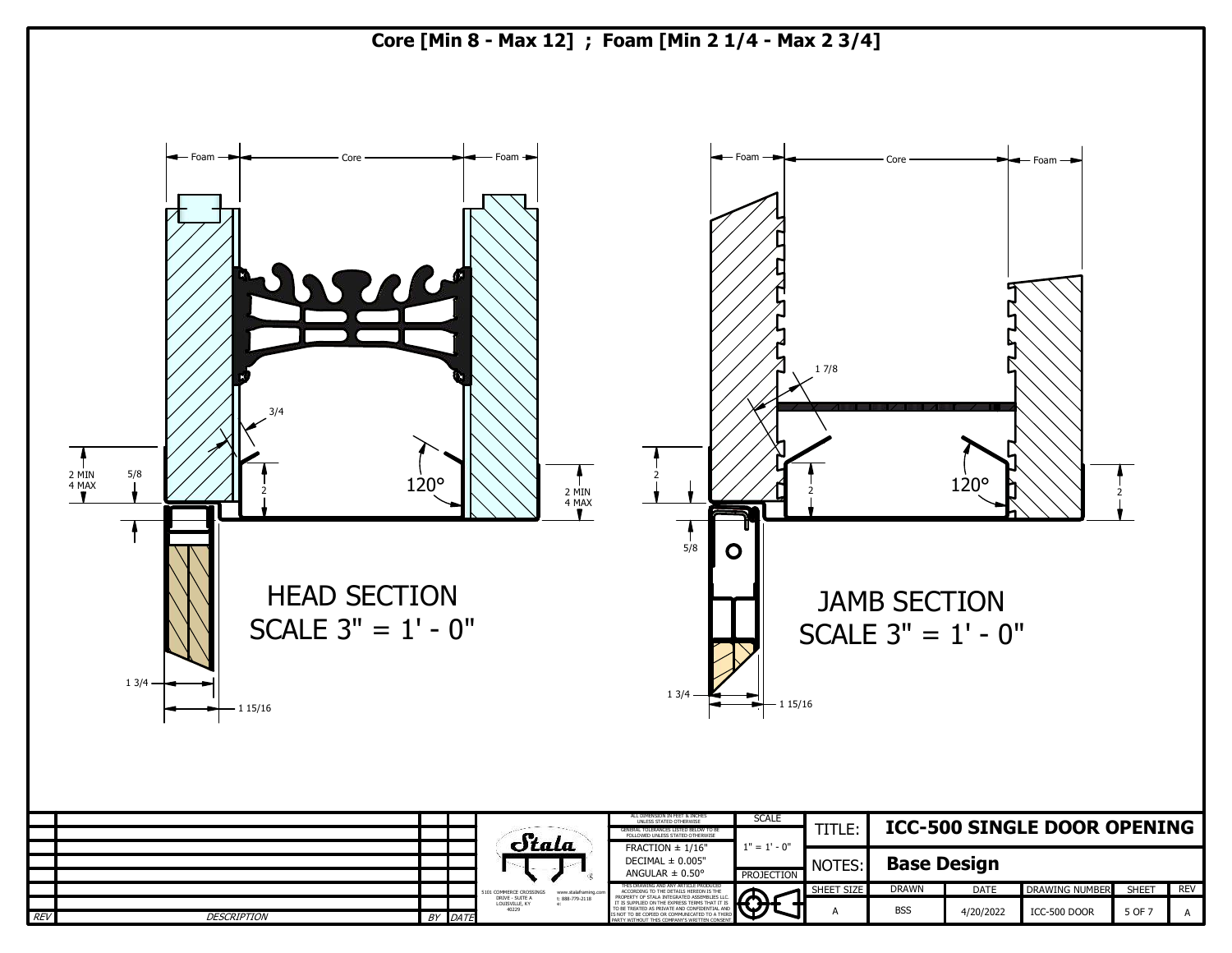# Core [Min 8 - Max 12] ; Foam [Min 2 1/4 - Max 2 3/4]

Foam | Core | Foam

3/4

120°

2 MIN
4 MAX

5/8

2

2 MIN
4 MAX

1 3/4

1 15/16

## HEAD SECTION
SCALE 3" = 1' - 0"

Foam | Core | Foam

1 7/8

120°

2

2

2

5/8

1 3/4

1 15/16

## JAMB SECTION
SCALE 3" = 1' - 0"

| REV | DESCRIPTION | BY | DATE |
|---|---|---|---|

Stala
5101 COMMERCE CROSSINGS DRIVE - SUITE A
LOUISVILLE, KY 40229
www.stalaframing.com
t: 888-779-2118
e:

ALL DIMENSION IN FEET & INCHES UNLESS STATED OTHERWISE
GENERAL TOLERANCES LISTED BELOW TO BE FOLLOWED UNLESS STATED OTHERWISE
FRACTION ± 1/16"
DECIMAL ± 0.005"
ANGULAR ± 0.50°

THIS DRAWING AND ANY ARTICLE PRODUCED ACCORDING TO THE DETAILS HEREON IS THE PROPERTY OF STALA INTEGRATED ASSEMBLIES LLC. IT IS SUPPLIED ON THE EXPRESS TERMS THAT IT IS TO BE TREATED AS PRIVATE AND CONFIDENTIAL AND IS NOT TO BE COPIED OR COMMUNICATED TO A THIRD PARTY WITHOUT THIS COMPANY'S WRITTEN CONSENT.

| SCALE | 1" = 1' - 0" |
|---|---|
| PROJECTION | |

| TITLE: | ICC-500 SINGLE DOOR OPENING | | | |
|---|---|---|---|---|
| NOTES: | Base Design | | | |
| SHEET SIZE | DRAWN | DATE | DRAWING NUMBER | SHEET | REV |
| A | BSS | 4/20/2022 | ICC-500 DOOR | 5 OF 7 | A |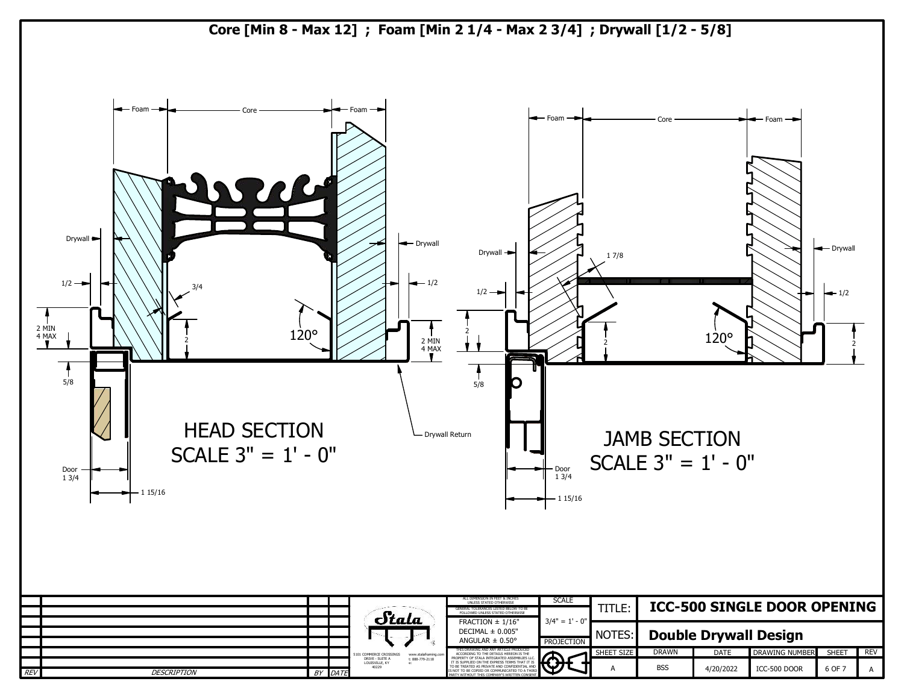# Core [Min 8 - Max 12] ; Foam [Min 2 1/4 - Max 2 3/4] ; Drywall [1/2 - 5/8]

Foam — Core — Foam

Drywall

1/2

3/4

2 MIN
4 MAX

2

120°

2 MIN
4 MAX

5/8

Drywall Return

Door
1 3/4

1 15/16

## HEAD SECTION
SCALE 3" = 1' - 0"

Foam — Core — Foam

Drywall

1 7/8

1/2

2

120°

2

5/8

Door
1 3/4

1 15/16

## JAMB SECTION
SCALE 3" = 1' - 0"

| REV | DESCRIPTION | BY | DATE |
|---|---|---|---|

Stala — 5101 Commerce Crossings Drive - Suite A, Louisville, KY 40229 — www.stalaframing.com — t: 888-779-2118

ALL DIMENSION IN FEET & INCHES UNLESS STATED OTHERWISE
GENERAL TOLERANCES LISTED BELOW TO BE FOLLOWED UNLESS STATED OTHERWISE
FRACTION ± 1/16"
DECIMAL ± 0.005"
ANGULAR ± 0.50°

THIS DRAWING AND ANY ARTICLE PRODUCED ACCORDING TO THE DETAILS HEREON IS THE PROPERTY OF STALA INTEGRATED ASSEMBLIES LLC. IT IS SUPPLIED ON THE EXPRESS TERMS THAT IT IS TO BE TREATED AS PRIVATE AND CONFIDENTIAL AND IS NOT TO BE COPIED OR COMMUNICATED TO A THIRD PARTY WITHOUT THIS COMPANY'S WRITTEN CONSENT.

| SCALE | TITLE: | ICC-500 SINGLE DOOR OPENING | | | | |
|---|---|---|---|---|---|---|
| 3/4" = 1' - 0" | NOTES: | Double Drywall Design | | | | |
| PROJECTION | SHEET SIZE | DRAWN | DATE | DRAWING NUMBER | SHEET | REV |
| | A | BSS | 4/20/2022 | ICC-500 DOOR | 6 OF 7 | A |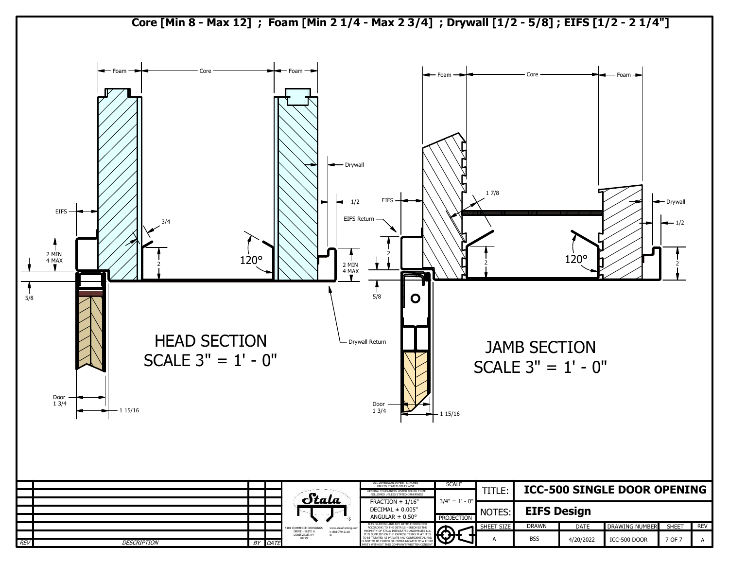**Core [Min 8 - Max 12] ; Foam [Min 2 1/4 - Max 2 3/4] ; Drywall [1/2 - 5/8] ; EIFS [1/2 - 2 1/4"]**

Foam
Core
Foam
Drywall
1/2
EIFS
3/4
120°
2 MIN
4 MAX
2
2 MIN
4 MAX
5/8
Drywall Return
Door
1 3/4
1 15/16

HEAD SECTION
SCALE 3" = 1' - 0"

Foam
Core
Foam
EIFS
EIFS Return
1 7/8
Drywall
1/2
2
2
120°
2
5/8
Door
1 3/4
1 15/16

JAMB SECTION
SCALE 3" = 1' - 0"

| REV | DESCRIPTION | BY | DATE |
|---|---|---|---|

Stala
5101 COMMERCE CROSSINGS DRIVE - SUITE A
LOUISVILLE, KY 40229
www.stalaframing.com
t: 888-779-2118
e:

ALL DIMENSION IN FEET & INCHES UNLESS STATED OTHERWISE
GENERAL TOLERANCES LISTED BELOW TO BE FOLLOWED UNLESS STATED OTHERWISE
FRACTION ± 1/16"
DECIMAL ± 0.005"
ANGULAR ± 0.50°
THIS DRAWING AND ANY ARTICLE PRODUCED ACCORDING TO THE DETAILS HEREON IS THE PROPERTY OF STALA INTEGRATED ASSEMBLIES LLC. IT IS SUPPLIED ON THE EXPRESS TERMS THAT IT IS TO BE TREATED AS PRIVATE AND CONFIDENTIAL AND IS NOT TO BE COPIED OR COMMUNICATED TO A THIRD PARTY WITHOUT THIS COMPANY'S WRITTEN CONSENT.

| SCALE | TITLE: | ICC-500 SINGLE DOOR OPENING | | | | |
|---|---|---|---|---|---|---|
| 3/4" = 1' - 0" | NOTES: | EIFS Design | | | | |
| PROJECTION | SHEET SIZE | DRAWN | DATE | DRAWING NUMBER | SHEET | REV |
| | A | BSS | 4/20/2022 | ICC-500 DOOR | 7 OF 7 | A |